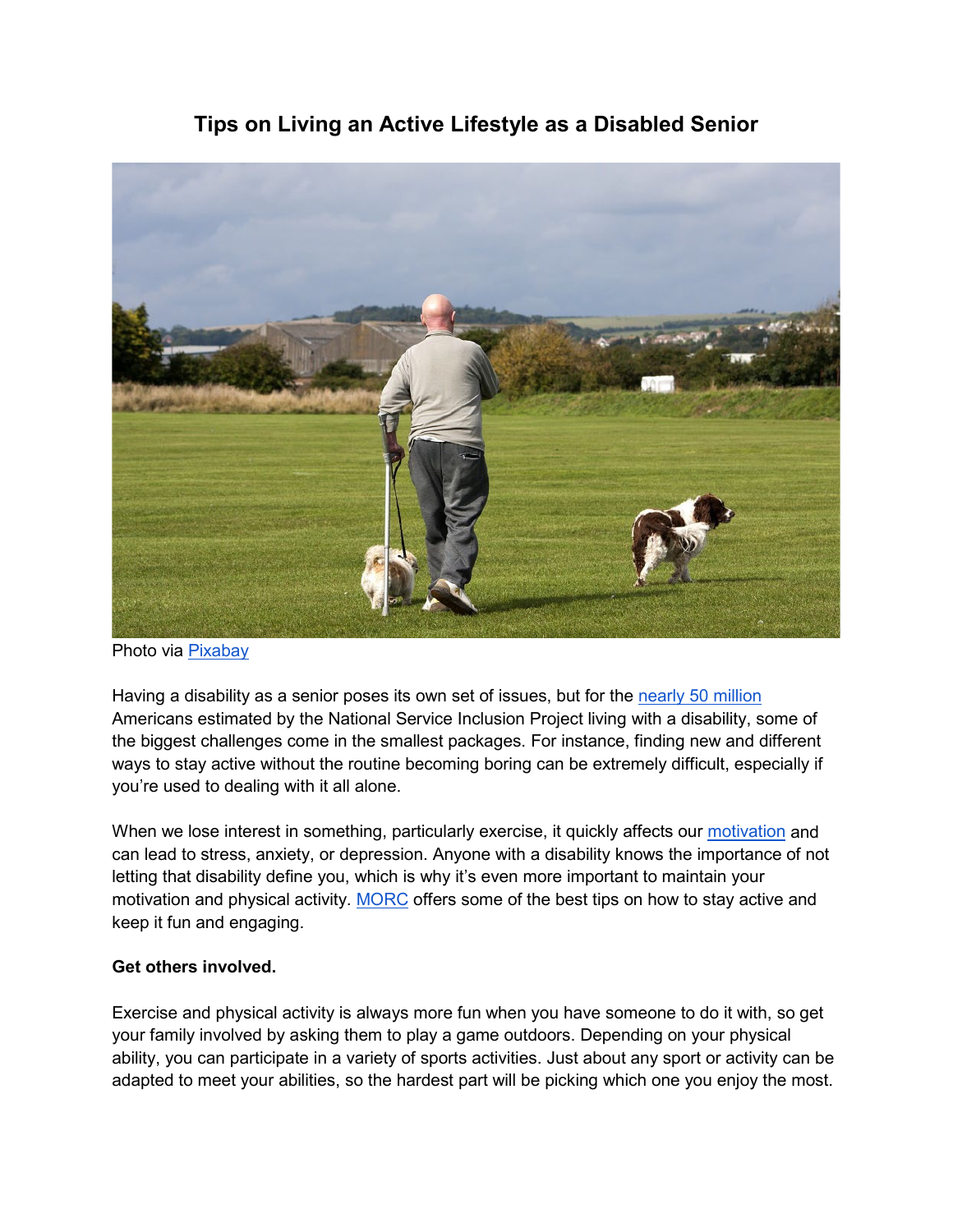# Tips on Living an Active Lifestyle as a Disabled Senior

Photo via Pixabay

Having a disability as a senior poses its own set of issues, but for the nearly 50 million Americans estimated by the National Service Inclusion Project living with a disability, some of the biggest challenges come in the smallest packages. For instance, finding new and different ways to stay active without the routine becoming boring can be extremely difficult, especially if you're used to dealing with it all alone.

When we lose interest in something, particularly exercise, it quickly affects our motivation and can lead to stress, anxiety, or depression. Anyone with a disability knows the importance of not letting that disability define you, which is why it's even more important to maintain your motivation and physical activity. MORC offers some of the best tips on how to stay active and keep it fun and engaging.

**Get others involved.**

Exercise and physical activity is always more fun when you have someone to do it with, so get your family involved by asking them to play a game outdoors. Depending on your physical ability, you can participate in a variety of sports activities. Just about any sport or activity can be adapted to meet your abilities, so the hardest part will be picking which one you enjoy the most.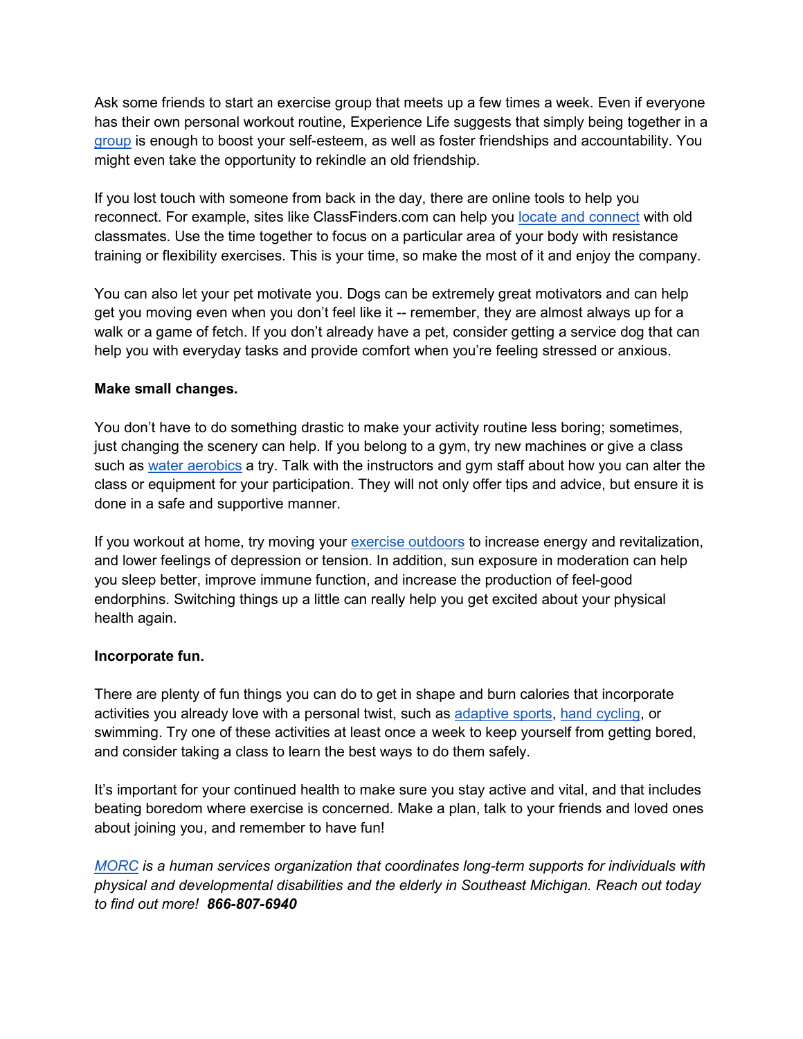Ask some friends to start an exercise group that meets up a few times a week. Even if everyone has their own personal workout routine, Experience Life suggests that simply being together in a group is enough to boost your self-esteem, as well as foster friendships and accountability. You might even take the opportunity to rekindle an old friendship.

If you lost touch with someone from back in the day, there are online tools to help you reconnect. For example, sites like ClassFinders.com can help you locate and connect with old classmates. Use the time together to focus on a particular area of your body with resistance training or flexibility exercises. This is your time, so make the most of it and enjoy the company.

You can also let your pet motivate you. Dogs can be extremely great motivators and can help get you moving even when you don't feel like it -- remember, they are almost always up for a walk or a game of fetch. If you don't already have a pet, consider getting a service dog that can help you with everyday tasks and provide comfort when you're feeling stressed or anxious.

**Make small changes.**

You don't have to do something drastic to make your activity routine less boring; sometimes, just changing the scenery can help. If you belong to a gym, try new machines or give a class such as water aerobics a try. Talk with the instructors and gym staff about how you can alter the class or equipment for your participation. They will not only offer tips and advice, but ensure it is done in a safe and supportive manner.

If you workout at home, try moving your exercise outdoors to increase energy and revitalization, and lower feelings of depression or tension. In addition, sun exposure in moderation can help you sleep better, improve immune function, and increase the production of feel-good endorphins. Switching things up a little can really help you get excited about your physical health again.

**Incorporate fun.**

There are plenty of fun things you can do to get in shape and burn calories that incorporate activities you already love with a personal twist, such as adaptive sports, hand cycling, or swimming. Try one of these activities at least once a week to keep yourself from getting bored, and consider taking a class to learn the best ways to do them safely.

It's important for your continued health to make sure you stay active and vital, and that includes beating boredom where exercise is concerned. Make a plan, talk to your friends and loved ones about joining you, and remember to have fun!

*MORC is a human services organization that coordinates long-term supports for individuals with physical and developmental disabilities and the elderly in Southeast Michigan. Reach out today to find out more!* ***866-807-6940***